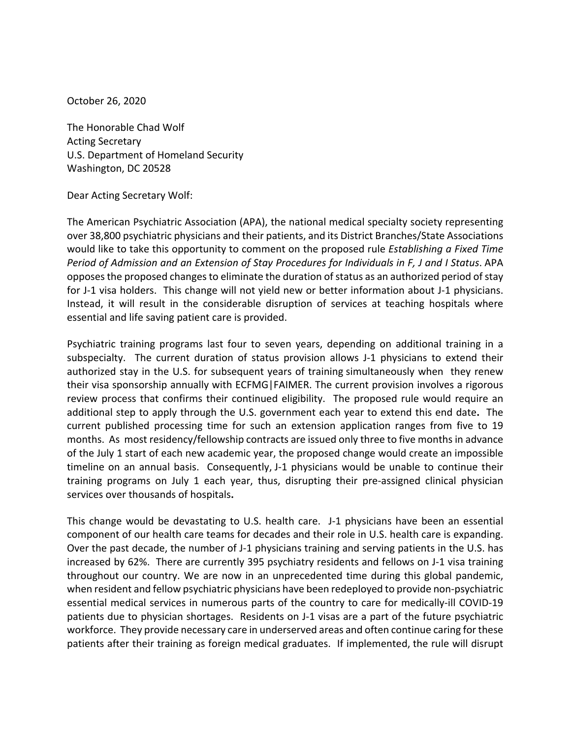October 26, 2020

The Honorable Chad Wolf
Acting Secretary
U.S. Department of Homeland Security
Washington, DC 20528

Dear Acting Secretary Wolf:

The American Psychiatric Association (APA), the national medical specialty society representing over 38,800 psychiatric physicians and their patients, and its District Branches/State Associations would like to take this opportunity to comment on the proposed rule *Establishing a Fixed Time Period of Admission and an Extension of Stay Procedures for Individuals in F, J and I Status*. APA opposes the proposed changes to eliminate the duration of status as an authorized period of stay for J-1 visa holders. This change will not yield new or better information about J-1 physicians. Instead, it will result in the considerable disruption of services at teaching hospitals where essential and life saving patient care is provided.

Psychiatric training programs last four to seven years, depending on additional training in a subspecialty. The current duration of status provision allows J-1 physicians to extend their authorized stay in the U.S. for subsequent years of training simultaneously when they renew their visa sponsorship annually with ECFMG|FAIMER. The current provision involves a rigorous review process that confirms their continued eligibility. The proposed rule would require an additional step to apply through the U.S. government each year to extend this end date**.** The current published processing time for such an extension application ranges from five to 19 months. As most residency/fellowship contracts are issued only three to five months in advance of the July 1 start of each new academic year, the proposed change would create an impossible timeline on an annual basis. Consequently, J-1 physicians would be unable to continue their training programs on July 1 each year, thus, disrupting their pre-assigned clinical physician services over thousands of hospitals**.**

This change would be devastating to U.S. health care. J-1 physicians have been an essential component of our health care teams for decades and their role in U.S. health care is expanding. Over the past decade, the number of J-1 physicians training and serving patients in the U.S. has increased by 62%. There are currently 395 psychiatry residents and fellows on J-1 visa training throughout our country. We are now in an unprecedented time during this global pandemic, when resident and fellow psychiatric physicians have been redeployed to provide non-psychiatric essential medical services in numerous parts of the country to care for medically-ill COVID-19 patients due to physician shortages. Residents on J-1 visas are a part of the future psychiatric workforce. They provide necessary care in underserved areas and often continue caring for these patients after their training as foreign medical graduates. If implemented, the rule will disrupt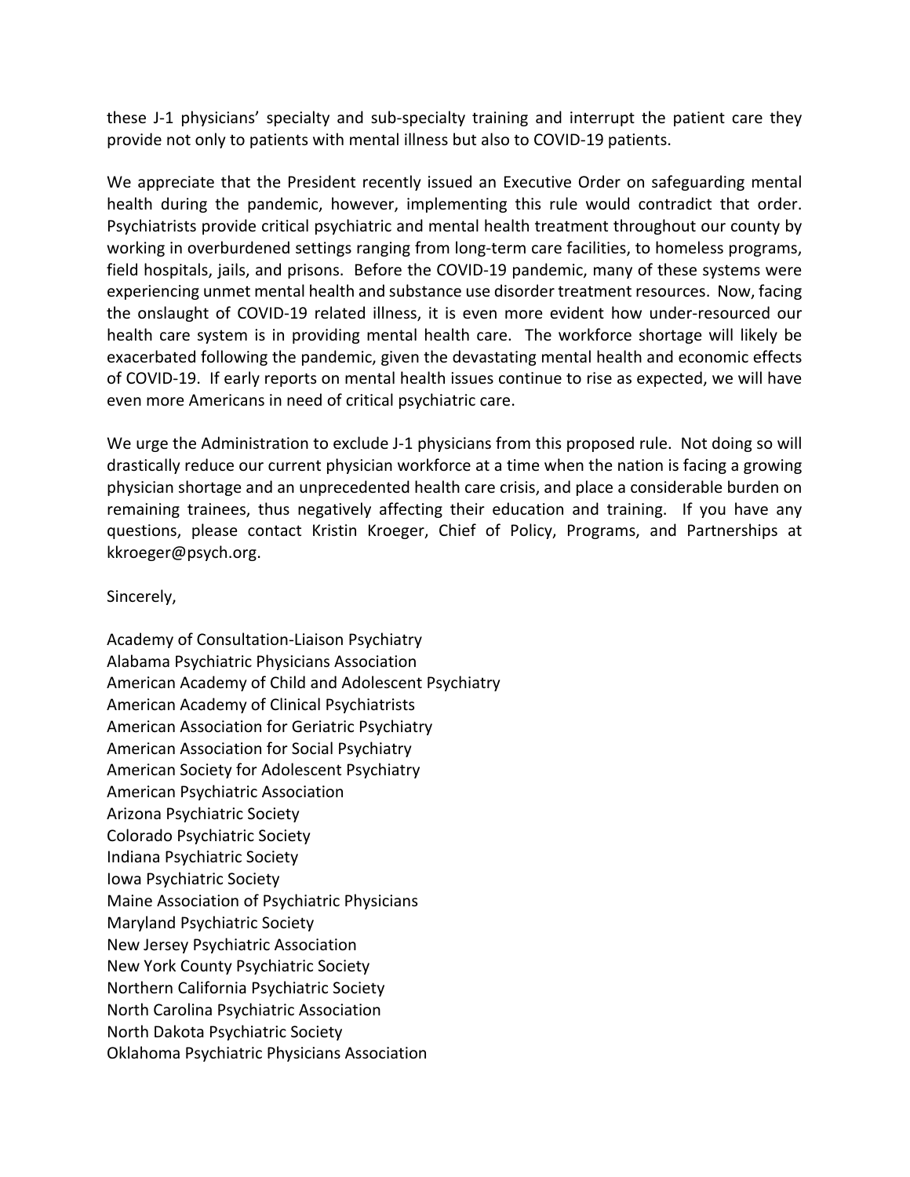these J-1 physicians' specialty and sub-specialty training and interrupt the patient care they provide not only to patients with mental illness but also to COVID-19 patients.

We appreciate that the President recently issued an Executive Order on safeguarding mental health during the pandemic, however, implementing this rule would contradict that order. Psychiatrists provide critical psychiatric and mental health treatment throughout our county by working in overburdened settings ranging from long-term care facilities, to homeless programs, field hospitals, jails, and prisons. Before the COVID-19 pandemic, many of these systems were experiencing unmet mental health and substance use disorder treatment resources. Now, facing the onslaught of COVID-19 related illness, it is even more evident how under-resourced our health care system is in providing mental health care. The workforce shortage will likely be exacerbated following the pandemic, given the devastating mental health and economic effects of COVID-19. If early reports on mental health issues continue to rise as expected, we will have even more Americans in need of critical psychiatric care.

We urge the Administration to exclude J-1 physicians from this proposed rule. Not doing so will drastically reduce our current physician workforce at a time when the nation is facing a growing physician shortage and an unprecedented health care crisis, and place a considerable burden on remaining trainees, thus negatively affecting their education and training. If you have any questions, please contact Kristin Kroeger, Chief of Policy, Programs, and Partnerships at kkroeger@psych.org.

Sincerely,

Academy of Consultation-Liaison Psychiatry
Alabama Psychiatric Physicians Association
American Academy of Child and Adolescent Psychiatry
American Academy of Clinical Psychiatrists
American Association for Geriatric Psychiatry
American Association for Social Psychiatry
American Society for Adolescent Psychiatry
American Psychiatric Association
Arizona Psychiatric Society
Colorado Psychiatric Society
Indiana Psychiatric Society
Iowa Psychiatric Society
Maine Association of Psychiatric Physicians
Maryland Psychiatric Society
New Jersey Psychiatric Association
New York County Psychiatric Society
Northern California Psychiatric Society
North Carolina Psychiatric Association
North Dakota Psychiatric Society
Oklahoma Psychiatric Physicians Association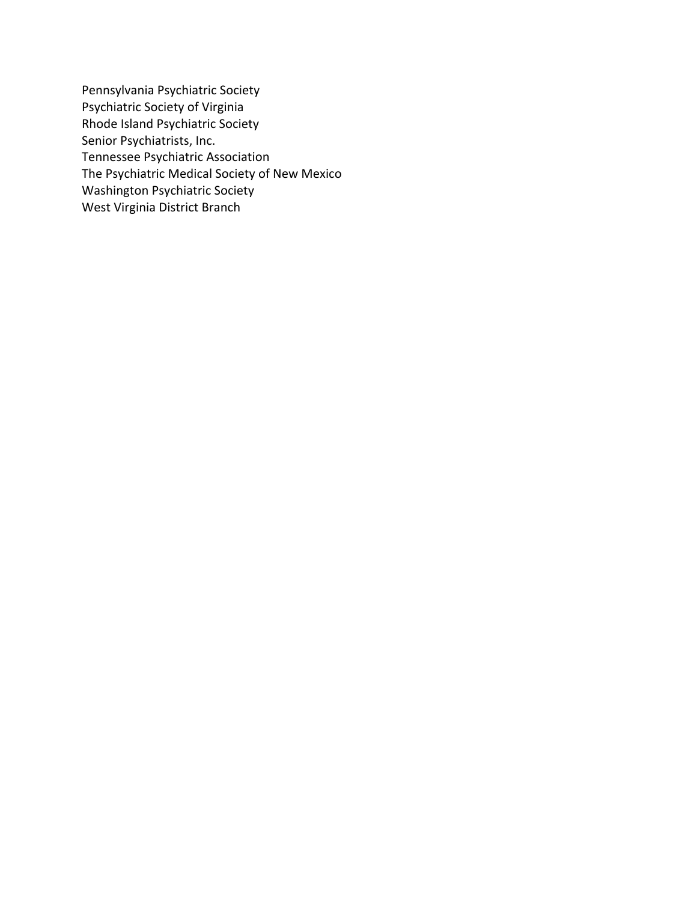Pennsylvania Psychiatric Society
Psychiatric Society of Virginia
Rhode Island Psychiatric Society
Senior Psychiatrists, Inc.
Tennessee Psychiatric Association
The Psychiatric Medical Society of New Mexico
Washington Psychiatric Society
West Virginia District Branch